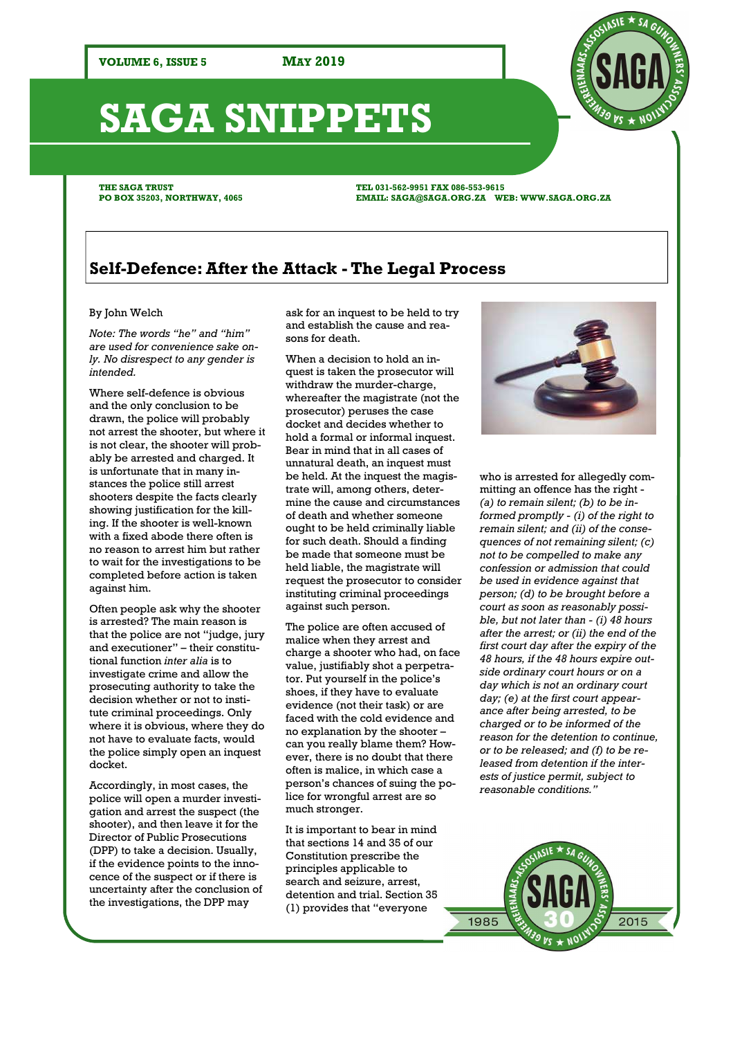**VOLUME 6, ISSUE 5** **MAY 2019**

# SAGA SNIPPETS

**THE SAGA TRUST**
**PO BOX 35203, NORTHWAY, 4065**

**TEL 031-562-9951 FAX 086-553-9615**
**EMAIL: SAGA@SAGA.ORG.ZA WEB: WWW.SAGA.ORG.ZA**

## Self-Defence: After the Attack - The Legal Process

By John Welch

*Note: The words "he" and "him" are used for convenience sake only. No disrespect to any gender is intended.*

Where self-defence is obvious and the only conclusion to be drawn, the police will probably not arrest the shooter, but where it is not clear, the shooter will probably be arrested and charged. It is unfortunate that in many instances the police still arrest shooters despite the facts clearly showing justification for the killing. If the shooter is well-known with a fixed abode there often is no reason to arrest him but rather to wait for the investigations to be completed before action is taken against him.

Often people ask why the shooter is arrested? The main reason is that the police are not "judge, jury and executioner" – their constitutional function *inter alia* is to investigate crime and allow the prosecuting authority to take the decision whether or not to institute criminal proceedings. Only where it is obvious, where they do not have to evaluate facts, would the police simply open an inquest docket.

Accordingly, in most cases, the police will open a murder investigation and arrest the suspect (the shooter), and then leave it for the Director of Public Prosecutions (DPP) to take a decision. Usually, if the evidence points to the innocence of the suspect or if there is uncertainty after the conclusion of the investigations, the DPP may ask for an inquest to be held to try and establish the cause and reasons for death.

When a decision to hold an inquest is taken the prosecutor will withdraw the murder-charge, whereafter the magistrate (not the prosecutor) peruses the case docket and decides whether to hold a formal or informal inquest. Bear in mind that in all cases of unnatural death, an inquest must be held. At the inquest the magistrate will, among others, determine the cause and circumstances of death and whether someone ought to be held criminally liable for such death. Should a finding be made that someone must be held liable, the magistrate will request the prosecutor to consider instituting criminal proceedings against such person.

The police are often accused of malice when they arrest and charge a shooter who had, on face value, justifiably shot a perpetrator. Put yourself in the police's shoes, if they have to evaluate evidence (not their task) or are faced with the cold evidence and no explanation by the shooter – can you really blame them? However, there is no doubt that there often is malice, in which case a person's chances of suing the police for wrongful arrest are so much stronger.

It is important to bear in mind that sections 14 and 35 of our Constitution prescribe the principles applicable to search and seizure, arrest, detention and trial. Section 35 (1) provides that "everyone who is arrested for allegedly committing an offence has the right - *(a) to remain silent; (b) to be informed promptly - (i) of the right to remain silent; and (ii) of the consequences of not remaining silent; (c) not to be compelled to make any confession or admission that could be used in evidence against that person; (d) to be brought before a court as soon as reasonably possible, but not later than - (i) 48 hours after the arrest; or (ii) the end of the first court day after the expiry of the 48 hours, if the 48 hours expire outside ordinary court hours or on a day which is not an ordinary court day; (e) at the first court appearance after being arrested, to be charged or to be informed of the reason for the detention to continue, or to be released; and (f) to be released from detention if the interests of justice permit, subject to reasonable conditions."*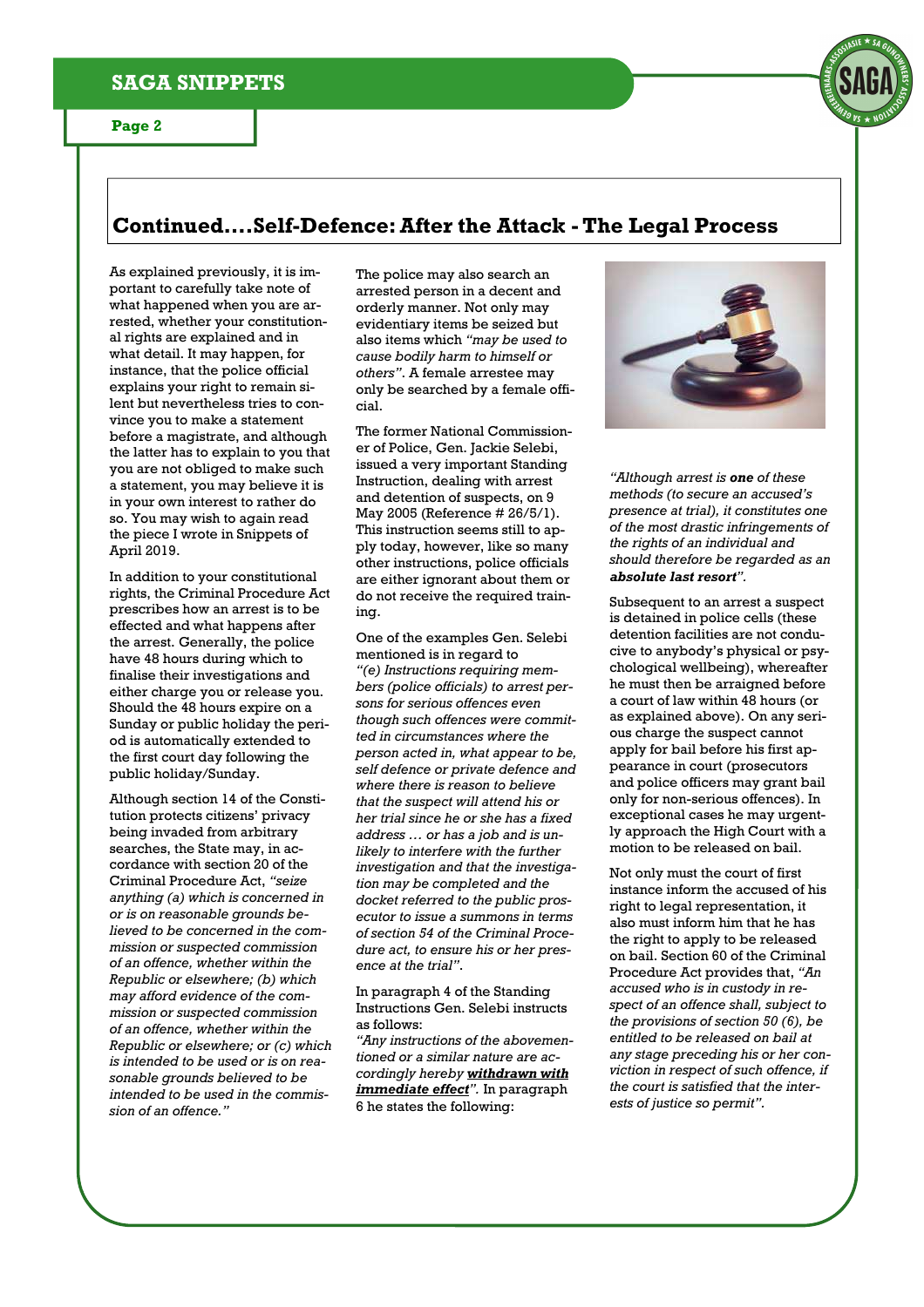## Continued....Self-Defence: After the Attack - The Legal Process

As explained previously, it is important to carefully take note of what happened when you are arrested, whether your constitutional rights are explained and in what detail. It may happen, for instance, that the police official explains your right to remain silent but nevertheless tries to convince you to make a statement before a magistrate, and although the latter has to explain to you that you are not obliged to make such a statement, you may believe it is in your own interest to rather do so. You may wish to again read the piece I wrote in Snippets of April 2019.

In addition to your constitutional rights, the Criminal Procedure Act prescribes how an arrest is to be effected and what happens after the arrest. Generally, the police have 48 hours during which to finalise their investigations and either charge you or release you. Should the 48 hours expire on a Sunday or public holiday the period is automatically extended to the first court day following the public holiday/Sunday.

Although section 14 of the Constitution protects citizens' privacy being invaded from arbitrary searches, the State may, in accordance with section 20 of the Criminal Procedure Act, *"seize anything (a) which is concerned in or is on reasonable grounds believed to be concerned in the commission or suspected commission of an offence, whether within the Republic or elsewhere; (b) which may afford evidence of the commission or suspected commission of an offence, whether within the Republic or elsewhere; or (c) which is intended to be used or is on reasonable grounds believed to be intended to be used in the commission of an offence."*

The police may also search an arrested person in a decent and orderly manner. Not only may evidentiary items be seized but also items which *"may be used to cause bodily harm to himself or others"*. A female arrestee may only be searched by a female official.

The former National Commissioner of Police, Gen. Jackie Selebi, issued a very important Standing Instruction, dealing with arrest and detention of suspects, on 9 May 2005 (Reference # 26/5/1). This instruction seems still to apply today, however, like so many other instructions, police officials are either ignorant about them or do not receive the required training.

One of the examples Gen. Selebi mentioned is in regard to *"(e) Instructions requiring members (police officials) to arrest persons for serious offences even though such offences were committed in circumstances where the person acted in, what appear to be, self defence or private defence and where there is reason to believe that the suspect will attend his or her trial since he or she has a fixed address … or has a job and is unlikely to interfere with the further investigation and that the investigation may be completed and the docket referred to the public prosecutor to issue a summons in terms of section 54 of the Criminal Procedure act, to ensure his or her presence at the trial"*.

In paragraph 4 of the Standing Instructions Gen. Selebi instructs as follows:
*"Any instructions of the abovementioned or a similar nature are accordingly hereby **withdrawn with immediate effect**"*. In paragraph 6 he states the following:

*"Although arrest is **one** of these methods (to secure an accused's presence at trial), it constitutes one of the most drastic infringements of the rights of an individual and should therefore be regarded as an **absolute last resort**"*.

Subsequent to an arrest a suspect is detained in police cells (these detention facilities are not conducive to anybody's physical or psychological wellbeing), whereafter he must then be arraigned before a court of law within 48 hours (or as explained above). On any serious charge the suspect cannot apply for bail before his first appearance in court (prosecutors and police officers may grant bail only for non-serious offences). In exceptional cases he may urgently approach the High Court with a motion to be released on bail.

Not only must the court of first instance inform the accused of his right to legal representation, it also must inform him that he has the right to apply to be released on bail. Section 60 of the Criminal Procedure Act provides that, *"An accused who is in custody in respect of an offence shall, subject to the provisions of section 50 (6), be entitled to be released on bail at any stage preceding his or her conviction in respect of such offence, if the court is satisfied that the interests of justice so permit"*.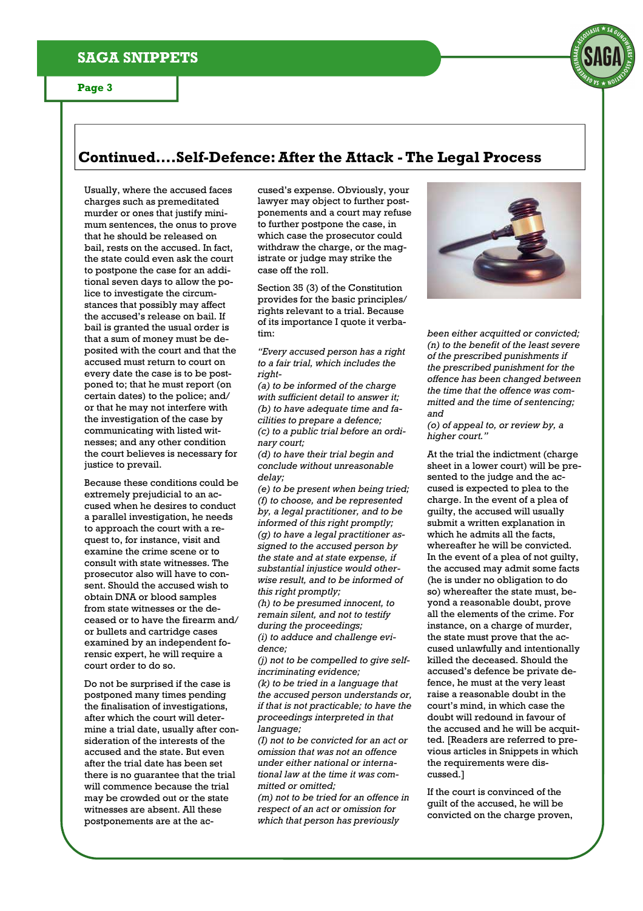## Continued....Self-Defence: After the Attack - The Legal Process

Usually, where the accused faces charges such as premeditated murder or ones that justify minimum sentences, the onus to prove that he should be released on bail, rests on the accused. In fact, the state could even ask the court to postpone the case for an additional seven days to allow the police to investigate the circumstances that possibly may affect the accused's release on bail. If bail is granted the usual order is that a sum of money must be deposited with the court and that the accused must return to court on every date the case is to be postponed to; that he must report (on certain dates) to the police; and/or that he may not interfere with the investigation of the case by communicating with listed witnesses; and any other condition the court believes is necessary for justice to prevail.

Because these conditions could be extremely prejudicial to an accused when he desires to conduct a parallel investigation, he needs to approach the court with a request to, for instance, visit and examine the crime scene or to consult with state witnesses. The prosecutor also will have to consent. Should the accused wish to obtain DNA or blood samples from state witnesses or the deceased or to have the firearm and/or bullets and cartridge cases examined by an independent forensic expert, he will require a court order to do so.

Do not be surprised if the case is postponed many times pending the finalisation of investigations, after which the court will determine a trial date, usually after consideration of the interests of the accused and the state. But even after the trial date has been set there is no guarantee that the trial will commence because the trial may be crowded out or the state witnesses are absent. All these postponements are at the accused's expense. Obviously, your lawyer may object to further postponements and a court may refuse to further postpone the case, in which case the prosecutor could withdraw the charge, or the magistrate or judge may strike the case off the roll.

Section 35 (3) of the Constitution provides for the basic principles/rights relevant to a trial. Because of its importance I quote it verbatim:

*"Every accused person has a right to a fair trial, which includes the right-*
*(a) to be informed of the charge with sufficient detail to answer it;*
*(b) to have adequate time and facilities to prepare a defence;*
*(c) to a public trial before an ordinary court;*
*(d) to have their trial begin and conclude without unreasonable delay;*
*(e) to be present when being tried;*
*(f) to choose, and be represented by, a legal practitioner, and to be informed of this right promptly;*
*(g) to have a legal practitioner assigned to the accused person by the state and at state expense, if substantial injustice would otherwise result, and to be informed of this right promptly;*
*(h) to be presumed innocent, to remain silent, and not to testify during the proceedings;*
*(i) to adduce and challenge evidence;*
*(j) not to be compelled to give self-incriminating evidence;*
*(k) to be tried in a language that the accused person understands or, if that is not practicable; to have the proceedings interpreted in that language;*
*(l) not to be convicted for an act or omission that was not an offence under either national or international law at the time it was committed or omitted;*
*(m) not to be tried for an offence in respect of an act or omission for which that person has previously been either acquitted or convicted;*
*(n) to the benefit of the least severe of the prescribed punishments if the prescribed punishment for the offence has been changed between the time that the offence was committed and the time of sentencing; and*
*(o) of appeal to, or review by, a higher court."*

At the trial the indictment (charge sheet in a lower court) will be presented to the judge and the accused is expected to plea to the charge. In the event of a plea of guilty, the accused will usually submit a written explanation in which he admits all the facts, whereafter he will be convicted. In the event of a plea of not guilty, the accused may admit some facts (he is under no obligation to do so) whereafter the state must, beyond a reasonable doubt, prove all the elements of the crime. For instance, on a charge of murder, the state must prove that the accused unlawfully and intentionally killed the deceased. Should the accused's defence be private defence, he must at the very least raise a reasonable doubt in the court's mind, in which case the doubt will redound in favour of the accused and he will be acquitted. [Readers are referred to previous articles in Snippets in which the requirements were discussed.]

If the court is convinced of the guilt of the accused, he will be convicted on the charge proven,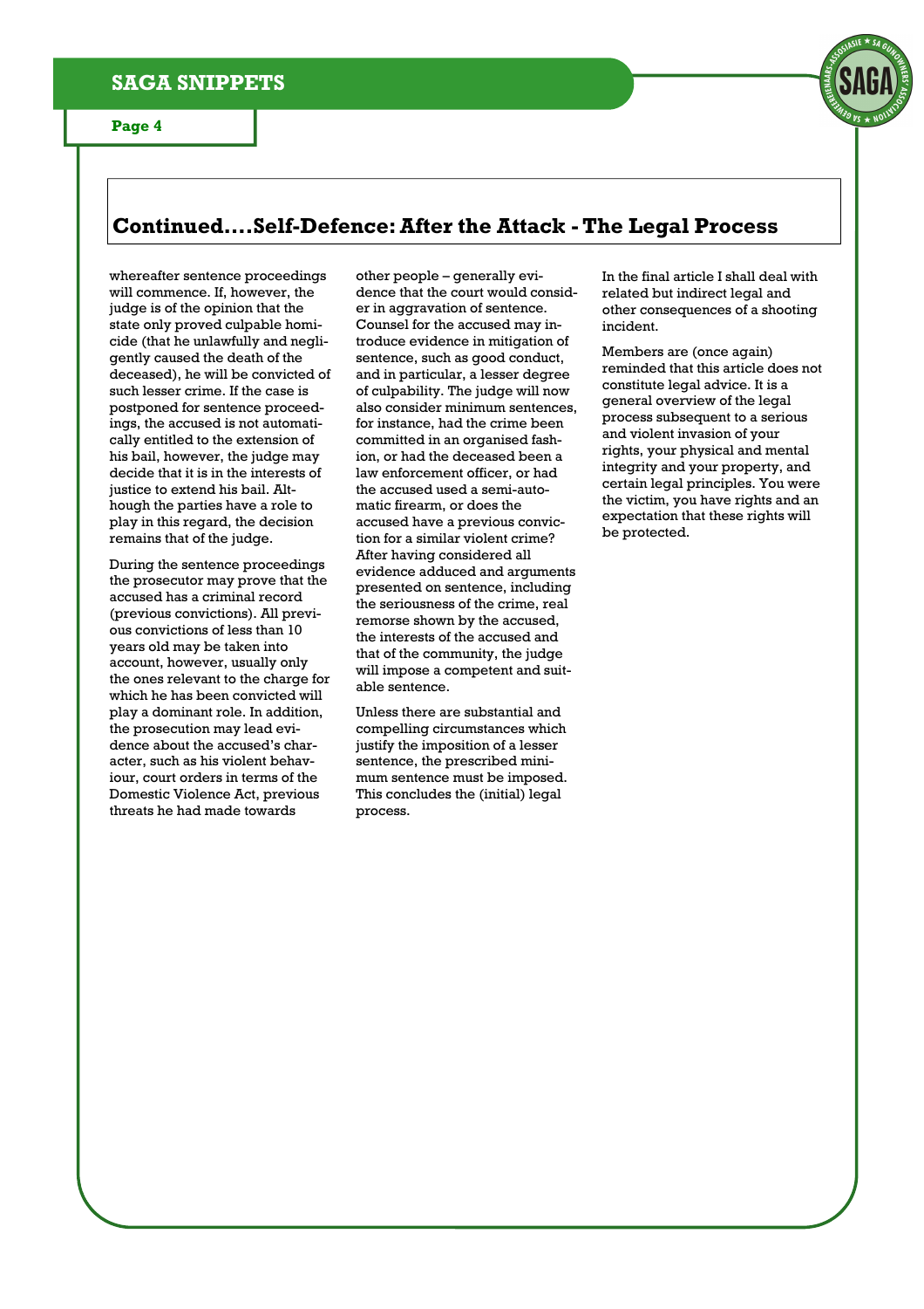## Continued....Self-Defence: After the Attack - The Legal Process

whereafter sentence proceedings will commence. If, however, the judge is of the opinion that the state only proved culpable homicide (that he unlawfully and negligently caused the death of the deceased), he will be convicted of such lesser crime. If the case is postponed for sentence proceedings, the accused is not automatically entitled to the extension of his bail, however, the judge may decide that it is in the interests of justice to extend his bail. Although the parties have a role to play in this regard, the decision remains that of the judge.

During the sentence proceedings the prosecutor may prove that the accused has a criminal record (previous convictions). All previous convictions of less than 10 years old may be taken into account, however, usually only the ones relevant to the charge for which he has been convicted will play a dominant role. In addition, the prosecution may lead evidence about the accused's character, such as his violent behaviour, court orders in terms of the Domestic Violence Act, previous threats he had made towards other people – generally evidence that the court would consider in aggravation of sentence. Counsel for the accused may introduce evidence in mitigation of sentence, such as good conduct, and in particular, a lesser degree of culpability. The judge will now also consider minimum sentences, for instance, had the crime been committed in an organised fashion, or had the deceased been a law enforcement officer, or had the accused used a semi-automatic firearm, or does the accused have a previous conviction for a similar violent crime? After having considered all evidence adduced and arguments presented on sentence, including the seriousness of the crime, real remorse shown by the accused, the interests of the accused and that of the community, the judge will impose a competent and suitable sentence.

Unless there are substantial and compelling circumstances which justify the imposition of a lesser sentence, the prescribed minimum sentence must be imposed. This concludes the (initial) legal process.

In the final article I shall deal with related but indirect legal and other consequences of a shooting incident.

Members are (once again) reminded that this article does not constitute legal advice. It is a general overview of the legal process subsequent to a serious and violent invasion of your rights, your physical and mental integrity and your property, and certain legal principles. You were the victim, you have rights and an expectation that these rights will be protected.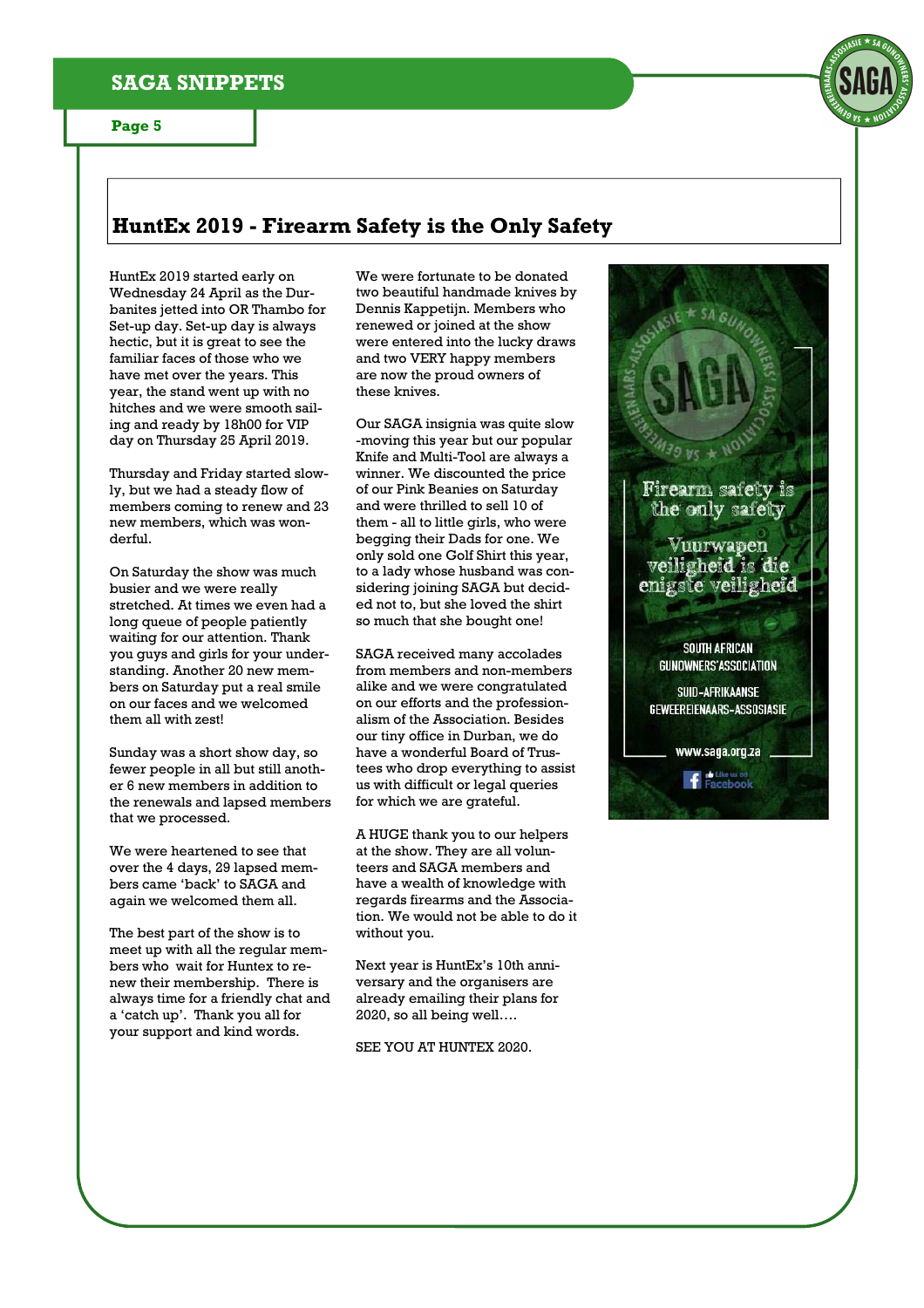## HuntEx 2019 - Firearm Safety is the Only Safety

HuntEx 2019 started early on Wednesday 24 April as the Durbanites jetted into OR Thambo for Set-up day. Set-up day is always hectic, but it is great to see the familiar faces of those who we have met over the years. This year, the stand went up with no hitches and we were smooth sailing and ready by 18h00 for VIP day on Thursday 25 April 2019.

Thursday and Friday started slowly, but we had a steady flow of members coming to renew and 23 new members, which was wonderful.

On Saturday the show was much busier and we were really stretched. At times we even had a long queue of people patiently waiting for our attention. Thank you guys and girls for your understanding. Another 20 new members on Saturday put a real smile on our faces and we welcomed them all with zest!

Sunday was a short show day, so fewer people in all but still another 6 new members in addition to the renewals and lapsed members that we processed.

We were heartened to see that over the 4 days, 29 lapsed members came 'back' to SAGA and again we welcomed them all.

The best part of the show is to meet up with all the regular members who wait for Huntex to renew their membership. There is always time for a friendly chat and a 'catch up'. Thank you all for your support and kind words.

We were fortunate to be donated two beautiful handmade knives by Dennis Kappetijn. Members who renewed or joined at the show were entered into the lucky draws and two VERY happy members are now the proud owners of these knives.

Our SAGA insignia was quite slow-moving this year but our popular Knife and Multi-Tool are always a winner. We discounted the price of our Pink Beanies on Saturday and were thrilled to sell 10 of them - all to little girls, who were begging their Dads for one. We only sold one Golf Shirt this year, to a lady whose husband was considering joining SAGA but decided not to, but she loved the shirt so much that she bought one!

SAGA received many accolades from members and non-members alike and we were congratulated on our efforts and the professionalism of the Association. Besides our tiny office in Durban, we do have a wonderful Board of Trustees who drop everything to assist us with difficult or legal queries for which we are grateful.

A HUGE thank you to our helpers at the show. They are all volunteers and SAGA members and have a wealth of knowledge with regards firearms and the Association. We would not be able to do it without you.

Next year is HuntEx's 10th anniversary and the organisers are already emailing their plans for 2020, so all being well….

SEE YOU AT HUNTEX 2020.

Firearm safety is the only safety

Vuurwapen veiligheid is die enigste veiligheid

SOUTH AFRICAN GUNOWNERS' ASSOCIATION

SUID-AFRIKAANSE GEWEEREIENAARS-ASSOSIASIE

www.saga.org.za

Like us on Facebook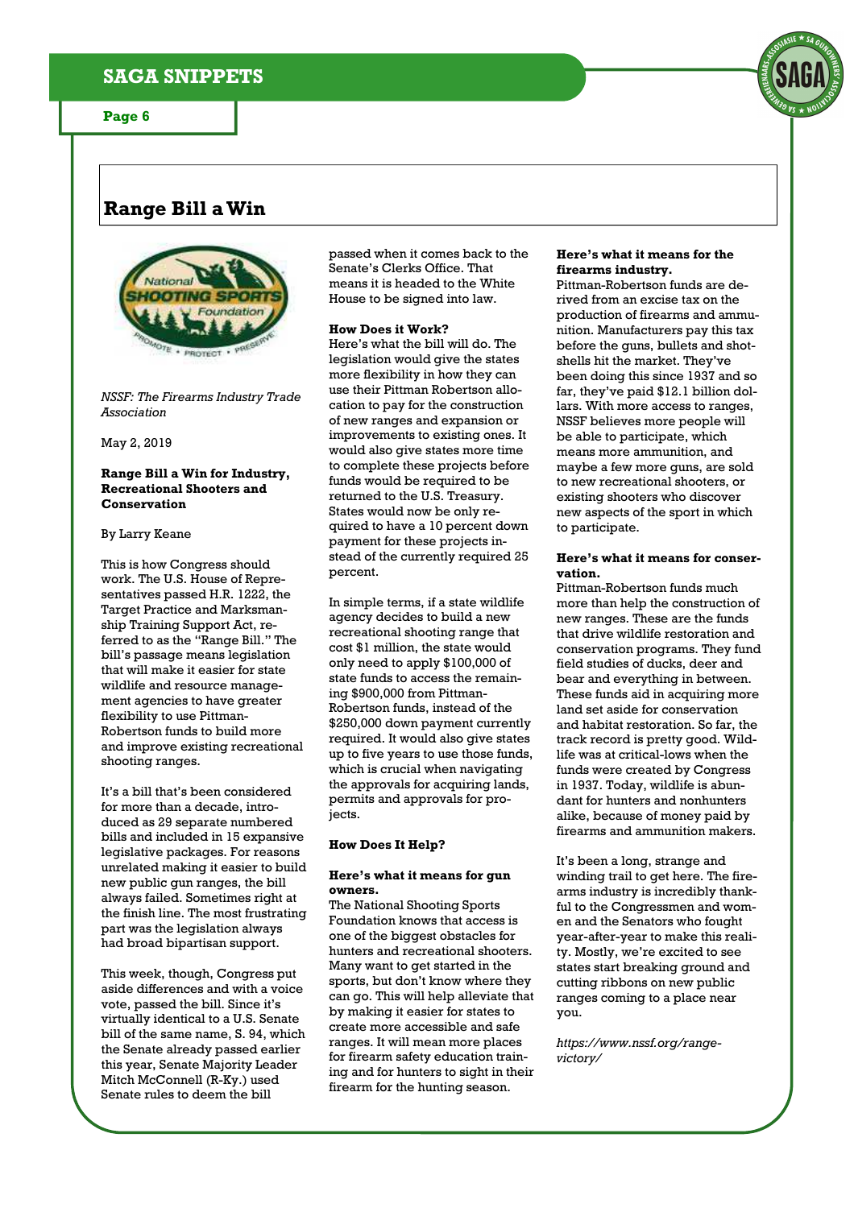# Range Bill a Win

*NSSF: The Firearms Industry Trade Association*

May 2, 2019

**Range Bill a Win for Industry, Recreational Shooters and Conservation**

By Larry Keane

This is how Congress should work. The U.S. House of Representatives passed H.R. 1222, the Target Practice and Marksmanship Training Support Act, referred to as the "Range Bill." The bill's passage means legislation that will make it easier for state wildlife and resource management agencies to have greater flexibility to use Pittman-Robertson funds to build more and improve existing recreational shooting ranges.

It's a bill that's been considered for more than a decade, introduced as 29 separate numbered bills and included in 15 expansive legislative packages. For reasons unrelated making it easier to build new public gun ranges, the bill always failed. Sometimes right at the finish line. The most frustrating part was the legislation always had broad bipartisan support.

This week, though, Congress put aside differences and with a voice vote, passed the bill. Since it's virtually identical to a U.S. Senate bill of the same name, S. 94, which the Senate already passed earlier this year, Senate Majority Leader Mitch McConnell (R-Ky.) used Senate rules to deem the bill passed when it comes back to the Senate's Clerks Office. That means it is headed to the White House to be signed into law.

**How Does it Work?**

Here's what the bill will do. The legislation would give the states more flexibility in how they can use their Pittman Robertson allocation to pay for the construction of new ranges and expansion or improvements to existing ones. It would also give states more time to complete these projects before funds would be required to be returned to the U.S. Treasury. States would now be only required to have a 10 percent down payment for these projects instead of the currently required 25 percent.

In simple terms, if a state wildlife agency decides to build a new recreational shooting range that cost $1 million, the state would only need to apply $100,000 of state funds to access the remaining $900,000 from Pittman-Robertson funds, instead of the $250,000 down payment currently required. It would also give states up to five years to use those funds, which is crucial when navigating the approvals for acquiring lands, permits and approvals for projects.

**How Does It Help?**

**Here's what it means for gun owners.**

The National Shooting Sports Foundation knows that access is one of the biggest obstacles for hunters and recreational shooters. Many want to get started in the sports, but don't know where they can go. This will help alleviate that by making it easier for states to create more accessible and safe ranges. It will mean more places for firearm safety education training and for hunters to sight in their firearm for the hunting season.

**Here's what it means for the firearms industry.**

Pittman-Robertson funds are derived from an excise tax on the production of firearms and ammunition. Manufacturers pay this tax before the guns, bullets and shotshells hit the market. They've been doing this since 1937 and so far, they've paid $12.1 billion dollars. With more access to ranges, NSSF believes more people will be able to participate, which means more ammunition, and maybe a few more guns, are sold to new recreational shooters, or existing shooters who discover new aspects of the sport in which to participate.

**Here's what it means for conservation.**

Pittman-Robertson funds much more than help the construction of new ranges. These are the funds that drive wildlife restoration and conservation programs. They fund field studies of ducks, deer and bear and everything in between. These funds aid in acquiring more land set aside for conservation and habitat restoration. So far, the track record is pretty good. Wildlife was at critical-lows when the funds were created by Congress in 1937. Today, wildlife is abundant for hunters and nonhunters alike, because of money paid by firearms and ammunition makers.

It's been a long, strange and winding trail to get here. The firearms industry is incredibly thankful to the Congressmen and women and the Senators who fought year-after-year to make this reality. Mostly, we're excited to see states start breaking ground and cutting ribbons on new public ranges coming to a place near you.

*https://www.nssf.org/range-victory/*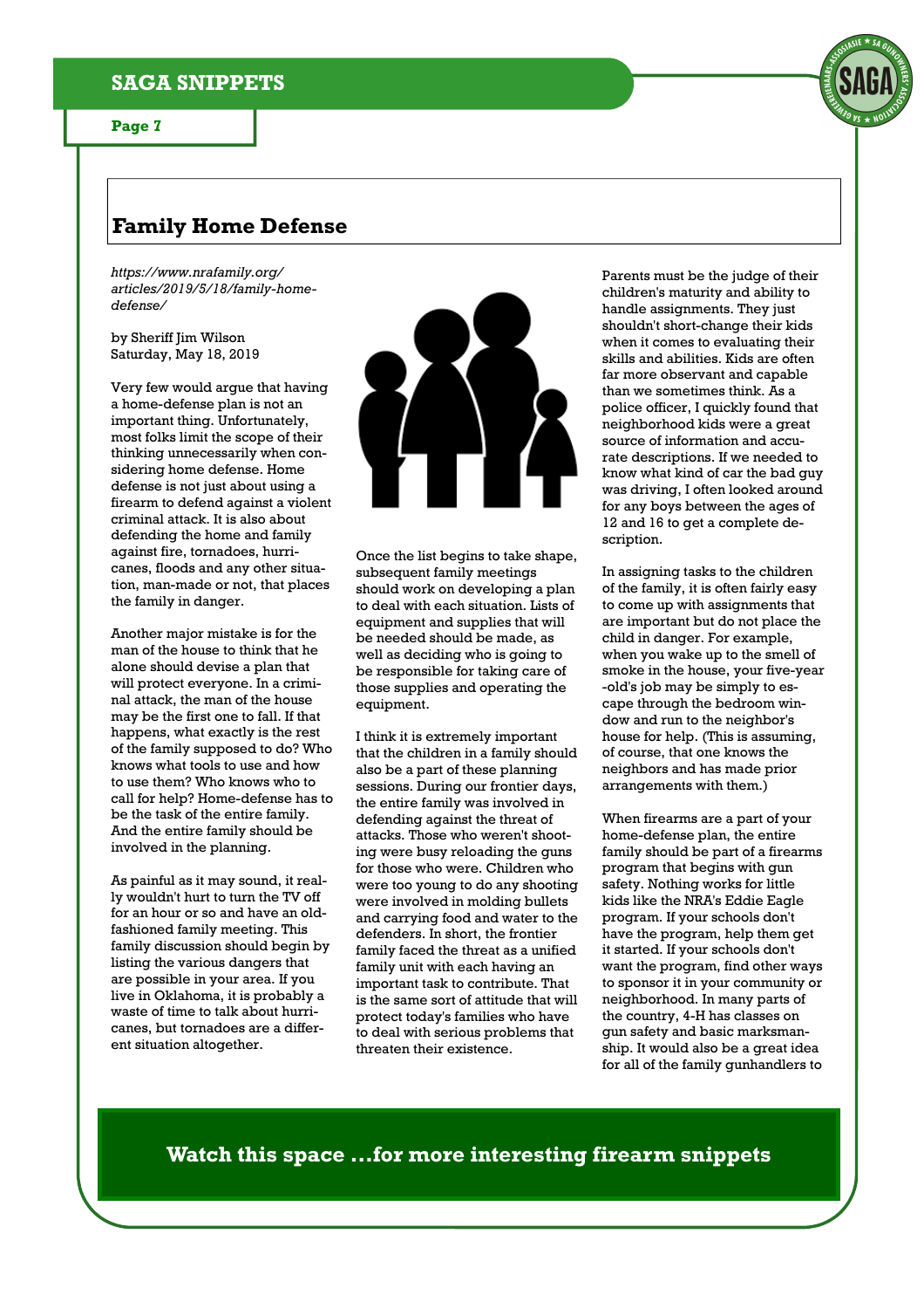## Family Home Defense

*https://www.nrafamily.org/articles/2019/5/18/family-home-defense/*

by Sheriff Jim Wilson
Saturday, May 18, 2019

Very few would argue that having a home-defense plan is not an important thing. Unfortunately, most folks limit the scope of their thinking unnecessarily when considering home defense. Home defense is not just about using a firearm to defend against a violent criminal attack. It is also about defending the home and family against fire, tornadoes, hurricanes, floods and any other situation, man-made or not, that places the family in danger.

Another major mistake is for the man of the house to think that he alone should devise a plan that will protect everyone. In a criminal attack, the man of the house may be the first one to fall. If that happens, what exactly is the rest of the family supposed to do? Who knows what tools to use and how to use them? Who knows who to call for help? Home-defense has to be the task of the entire family. And the entire family should be involved in the planning.

As painful as it may sound, it really wouldn't hurt to turn the TV off for an hour or so and have an old-fashioned family meeting. This family discussion should begin by listing the various dangers that are possible in your area. If you live in Oklahoma, it is probably a waste of time to talk about hurricanes, but tornadoes are a different situation altogether.

Once the list begins to take shape, subsequent family meetings should work on developing a plan to deal with each situation. Lists of equipment and supplies that will be needed should be made, as well as deciding who is going to be responsible for taking care of those supplies and operating the equipment.

I think it is extremely important that the children in a family should also be a part of these planning sessions. During our frontier days, the entire family was involved in defending against the threat of attacks. Those who weren't shooting were busy reloading the guns for those who were. Children who were too young to do any shooting were involved in molding bullets and carrying food and water to the defenders. In short, the frontier family faced the threat as a unified family unit with each having an important task to contribute. That is the same sort of attitude that will protect today's families who have to deal with serious problems that threaten their existence.

Parents must be the judge of their children's maturity and ability to handle assignments. They just shouldn't short-change their kids when it comes to evaluating their skills and abilities. Kids are often far more observant and capable than we sometimes think. As a police officer, I quickly found that neighborhood kids were a great source of information and accurate descriptions. If we needed to know what kind of car the bad guy was driving, I often looked around for any boys between the ages of 12 and 16 to get a complete description.

In assigning tasks to the children of the family, it is often fairly easy to come up with assignments that are important but do not place the child in danger. For example, when you wake up to the smell of smoke in the house, your five-year-old's job may be simply to escape through the bedroom window and run to the neighbor's house for help. (This is assuming, of course, that one knows the neighbors and has made prior arrangements with them.)

When firearms are a part of your home-defense plan, the entire family should be part of a firearms program that begins with gun safety. Nothing works for little kids like the NRA's Eddie Eagle program. If your schools don't have the program, help them get it started. If your schools don't want the program, find other ways to sponsor it in your community or neighborhood. In many parts of the country, 4-H has classes on gun safety and basic marksmanship. It would also be a great idea for all of the family gunhandlers to

**Watch this space …for more interesting firearm snippets**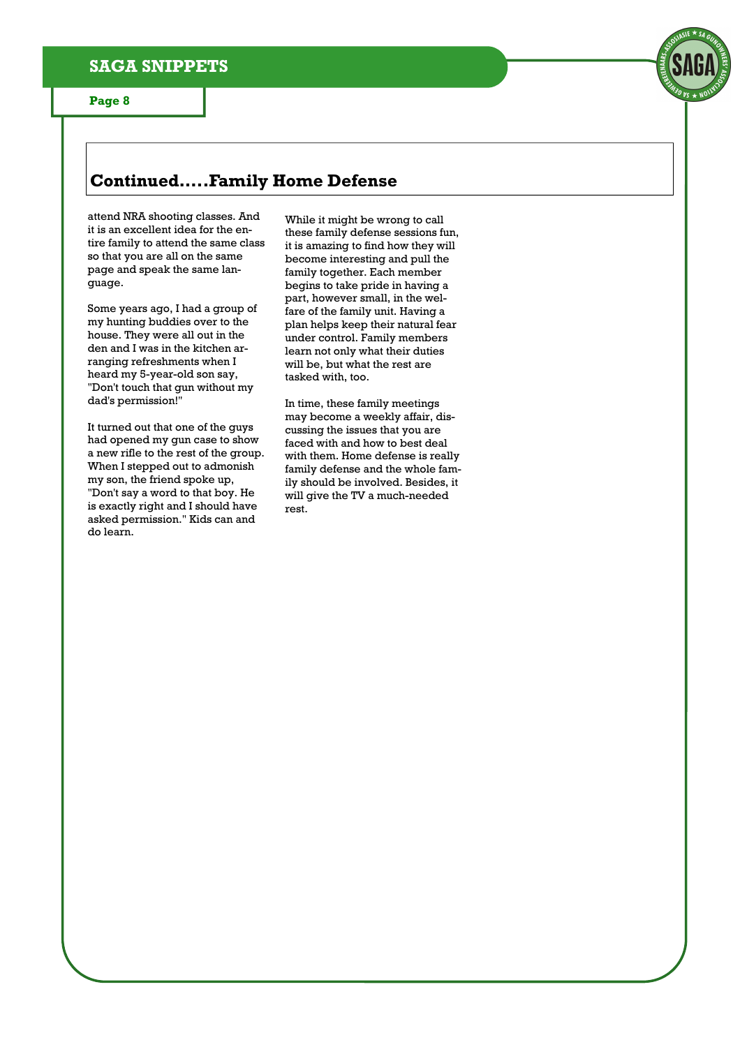## Continued.....Family Home Defense

attend NRA shooting classes. And it is an excellent idea for the entire family to attend the same class so that you are all on the same page and speak the same language.

Some years ago, I had a group of my hunting buddies over to the house. They were all out in the den and I was in the kitchen arranging refreshments when I heard my 5-year-old son say, "Don't touch that gun without my dad's permission!"

It turned out that one of the guys had opened my gun case to show a new rifle to the rest of the group. When I stepped out to admonish my son, the friend spoke up, "Don't say a word to that boy. He is exactly right and I should have asked permission." Kids can and do learn.

While it might be wrong to call these family defense sessions fun, it is amazing to find how they will become interesting and pull the family together. Each member begins to take pride in having a part, however small, in the welfare of the family unit. Having a plan helps keep their natural fear under control. Family members learn not only what their duties will be, but what the rest are tasked with, too.

In time, these family meetings may become a weekly affair, discussing the issues that you are faced with and how to best deal with them. Home defense is really family defense and the whole family should be involved. Besides, it will give the TV a much-needed rest.